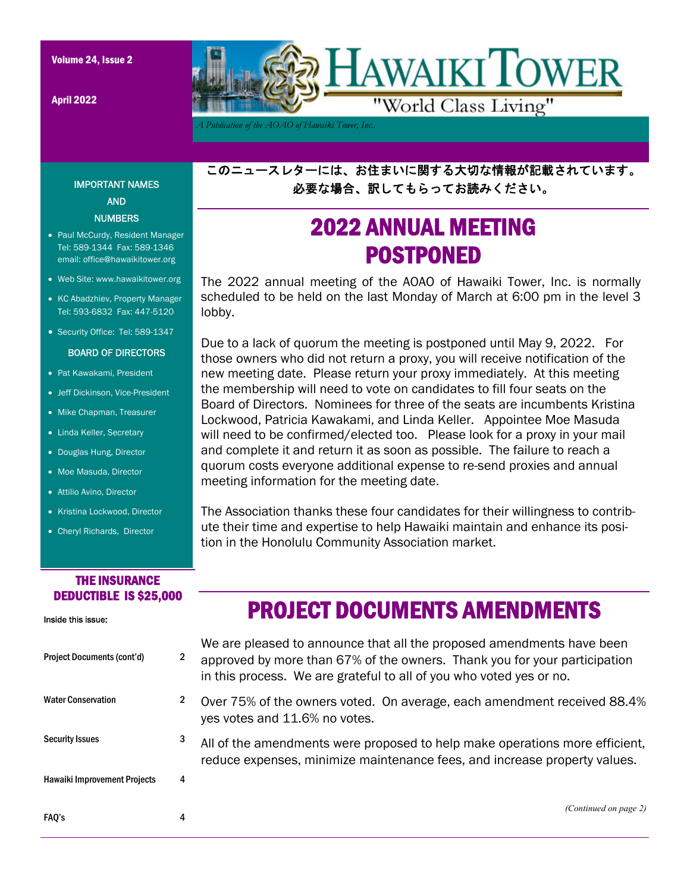Volume 24, Issue 2

April 2022

# Hawaiki Tower

"World Class Living"

*A Publication of the AOAO of Hawaiki Tower, Inc.*

**このニュースレターには、お住まいに関する大切な情報が記載されています。必要な場合、訳してもらってお読みください。**

## 2022 ANNUAL MEETING POSTPONED

The 2022 annual meeting of the AOAO of Hawaiki Tower, Inc. is normally scheduled to be held on the last Monday of March at 6:00 pm in the level 3 lobby.

Due to a lack of quorum the meeting is postponed until May 9, 2022. For those owners who did not return a proxy, you will receive notification of the new meeting date. Please return your proxy immediately. At this meeting the membership will need to vote on candidates to fill four seats on the Board of Directors. Nominees for three of the seats are incumbents Kristina Lockwood, Patricia Kawakami, and Linda Keller. Appointee Moe Masuda will need to be confirmed/elected too. Please look for a proxy in your mail and complete it and return it as soon as possible. The failure to reach a quorum costs everyone additional expense to re-send proxies and annual meeting information for the meeting date.

The Association thanks these four candidates for their willingness to contribute their time and expertise to help Hawaiki maintain and enhance its position in the Honolulu Community Association market.

## PROJECT DOCUMENTS AMENDMENTS

We are pleased to announce that all the proposed amendments have been approved by more than 67% of the owners. Thank you for your participation in this process. We are grateful to all of you who voted yes or no.

Over 75% of the owners voted. On average, each amendment received 88.4% yes votes and 11.6% no votes.

All of the amendments were proposed to help make operations more efficient, reduce expenses, minimize maintenance fees, and increase property values.

*(Continued on page 2)*

### IMPORTANT NAMES AND NUMBERS

- Paul McCurdy, Resident Manager Tel: 589-1344 Fax: 589-1346 email: office@hawaikitower.org
- Web Site: www.hawaikitower.org
- KC Abadzhiev, Property Manager Tel: 593-6832 Fax: 447-5120
- Security Office: Tel: 589-1347

### BOARD OF DIRECTORS

- Pat Kawakami, President
- Jeff Dickinson, Vice-President
- Mike Chapman, Treasurer
- Linda Keller, Secretary
- Douglas Hung, Director
- Moe Masuda, Director
- Attilio Avino, Director
- Kristina Lockwood, Director
- Cheryl Richards, Director

### THE INSURANCE DEDUCTIBLE IS $25,000

**Inside this issue:**

| | |
|---|---|
| Project Documents (cont'd) | 2 |
| Water Conservation | 2 |
| Security Issues | 3 |
| Hawaiki Improvement Projects | 4 |
| FAQ's | 4 |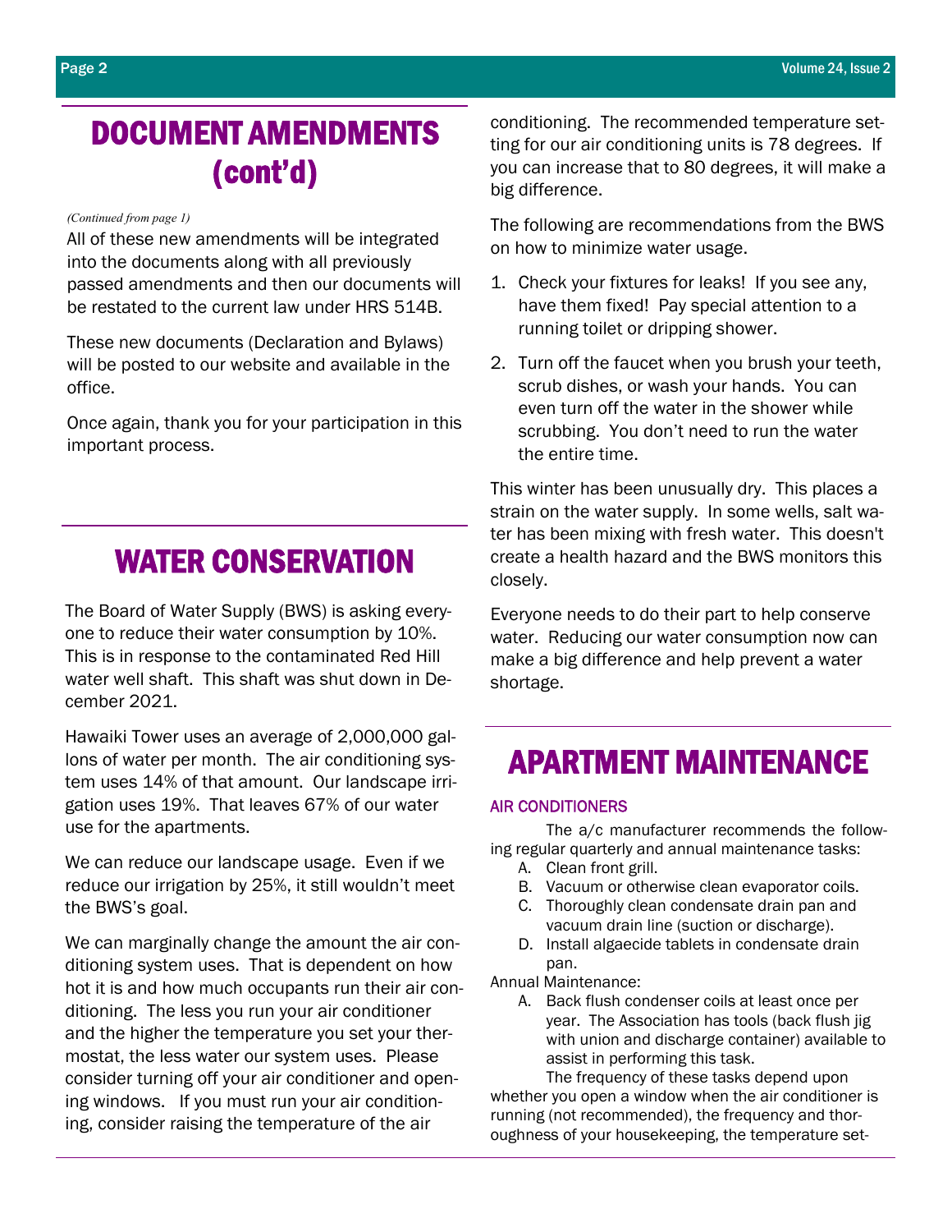## DOCUMENT AMENDMENTS (cont'd)

*(Continued from page 1)*

All of these new amendments will be integrated into the documents along with all previously passed amendments and then our documents will be restated to the current law under HRS 514B.

These new documents (Declaration and Bylaws) will be posted to our website and available in the office.

Once again, thank you for your participation in this important process.

## WATER CONSERVATION

The Board of Water Supply (BWS) is asking everyone to reduce their water consumption by 10%. This is in response to the contaminated Red Hill water well shaft. This shaft was shut down in December 2021.

Hawaiki Tower uses an average of 2,000,000 gallons of water per month. The air conditioning system uses 14% of that amount. Our landscape irrigation uses 19%. That leaves 67% of our water use for the apartments.

We can reduce our landscape usage. Even if we reduce our irrigation by 25%, it still wouldn't meet the BWS's goal.

We can marginally change the amount the air conditioning system uses. That is dependent on how hot it is and how much occupants run their air conditioning. The less you run your air conditioner and the higher the temperature you set your thermostat, the less water our system uses. Please consider turning off your air conditioner and opening windows. If you must run your air conditioning, consider raising the temperature of the air conditioning. The recommended temperature setting for our air conditioning units is 78 degrees. If you can increase that to 80 degrees, it will make a big difference.

The following are recommendations from the BWS on how to minimize water usage.

1. Check your fixtures for leaks! If you see any, have them fixed! Pay special attention to a running toilet or dripping shower.
2. Turn off the faucet when you brush your teeth, scrub dishes, or wash your hands. You can even turn off the water in the shower while scrubbing. You don't need to run the water the entire time.

This winter has been unusually dry. This places a strain on the water supply. In some wells, salt water has been mixing with fresh water. This doesn't create a health hazard and the BWS monitors this closely.

Everyone needs to do their part to help conserve water. Reducing our water consumption now can make a big difference and help prevent a water shortage.

## APARTMENT MAINTENANCE

### AIR CONDITIONERS

The a/c manufacturer recommends the following regular quarterly and annual maintenance tasks:

A. Clean front grill.
B. Vacuum or otherwise clean evaporator coils.
C. Thoroughly clean condensate drain pan and vacuum drain line (suction or discharge).
D. Install algaecide tablets in condensate drain pan.

Annual Maintenance:

A. Back flush condenser coils at least once per year. The Association has tools (back flush jig with union and discharge container) available to assist in performing this task.

The frequency of these tasks depend upon whether you open a window when the air conditioner is running (not recommended), the frequency and thoroughness of your housekeeping, the temperature set-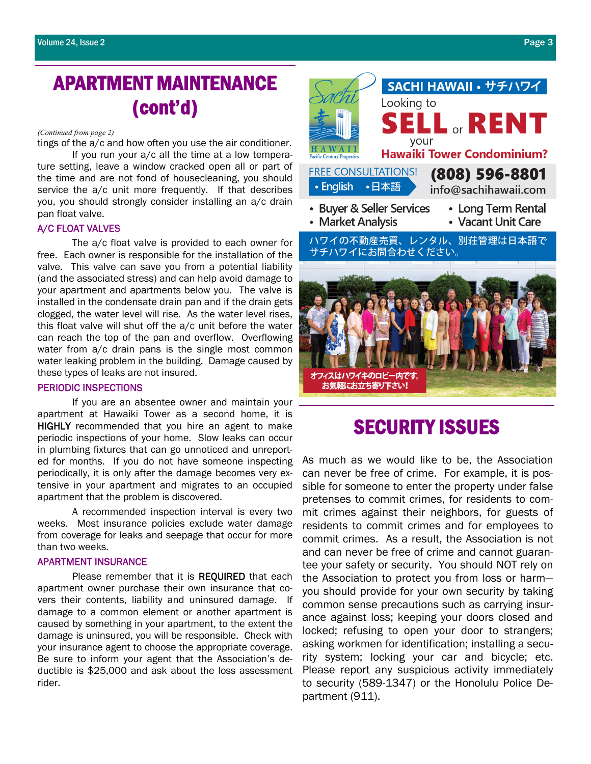# APARTMENT MAINTENANCE (cont'd)

*(Continued from page 2)*

tings of the a/c and how often you use the air conditioner.

If you run your a/c all the time at a low temperature setting, leave a window cracked open all or part of the time and are not fond of housecleaning, you should service the a/c unit more frequently. If that describes you, you should strongly consider installing an a/c drain pan float valve.

### A/C FLOAT VALVES

The a/c float valve is provided to each owner for free. Each owner is responsible for the installation of the valve. This valve can save you from a potential liability (and the associated stress) and can help avoid damage to your apartment and apartments below you. The valve is installed in the condensate drain pan and if the drain gets clogged, the water level will rise. As the water level rises, this float valve will shut off the a/c unit before the water can reach the top of the pan and overflow. Overflowing water from a/c drain pans is the single most common water leaking problem in the building. Damage caused by these types of leaks are not insured.

### PERIODIC INSPECTIONS

If you are an absentee owner and maintain your apartment at Hawaiki Tower as a second home, it is **HIGHLY** recommended that you hire an agent to make periodic inspections of your home. Slow leaks can occur in plumbing fixtures that can go unnoticed and unreported for months. If you do not have someone inspecting periodically, it is only after the damage becomes very extensive in your apartment and migrates to an occupied apartment that the problem is discovered.

A recommended inspection interval is every two weeks. Most insurance policies exclude water damage from coverage for leaks and seepage that occur for more than two weeks.

### APARTMENT INSURANCE

Please remember that it is **REQUIRED** that each apartment owner purchase their own insurance that covers their contents, liability and uninsured damage. If damage to a common element or another apartment is caused by something in your apartment, to the extent the damage is uninsured, you will be responsible. Check with your insurance agent to choose the appropriate coverage. Be sure to inform your agent that the Association's deductible is $25,000 and ask about the loss assessment rider.

---

**SACHI HAWAII • サチハワイ**

Looking to **SELL** or **RENT** your **Hawaiki Tower Condominium?**

FREE CONSULTATIONS! • English • 日本語

**(808) 596-8801**
info@sachihawaii.com

- Buyer & Seller Services
- Market Analysis
- Long Term Rental
- Vacant Unit Care

ハワイの不動産売買、レンタル、別荘管理は日本語でサチハワイにお問合わせください。

オフィスはハワイキのロビー内です。お気軽にお立ち寄り下さい!

---

# SECURITY ISSUES

As much as we would like to be, the Association can never be free of crime. For example, it is possible for someone to enter the property under false pretenses to commit crimes, for residents to commit crimes against their neighbors, for guests of residents to commit crimes and for employees to commit crimes. As a result, the Association is not and can never be free of crime and cannot guarantee your safety or security. You should NOT rely on the Association to protect you from loss or harm—you should provide for your own security by taking common sense precautions such as carrying insurance against loss; keeping your doors closed and locked; refusing to open your door to strangers; asking workmen for identification; installing a security system; locking your car and bicycle; etc. Please report any suspicious activity immediately to security (589-1347) or the Honolulu Police Department (911).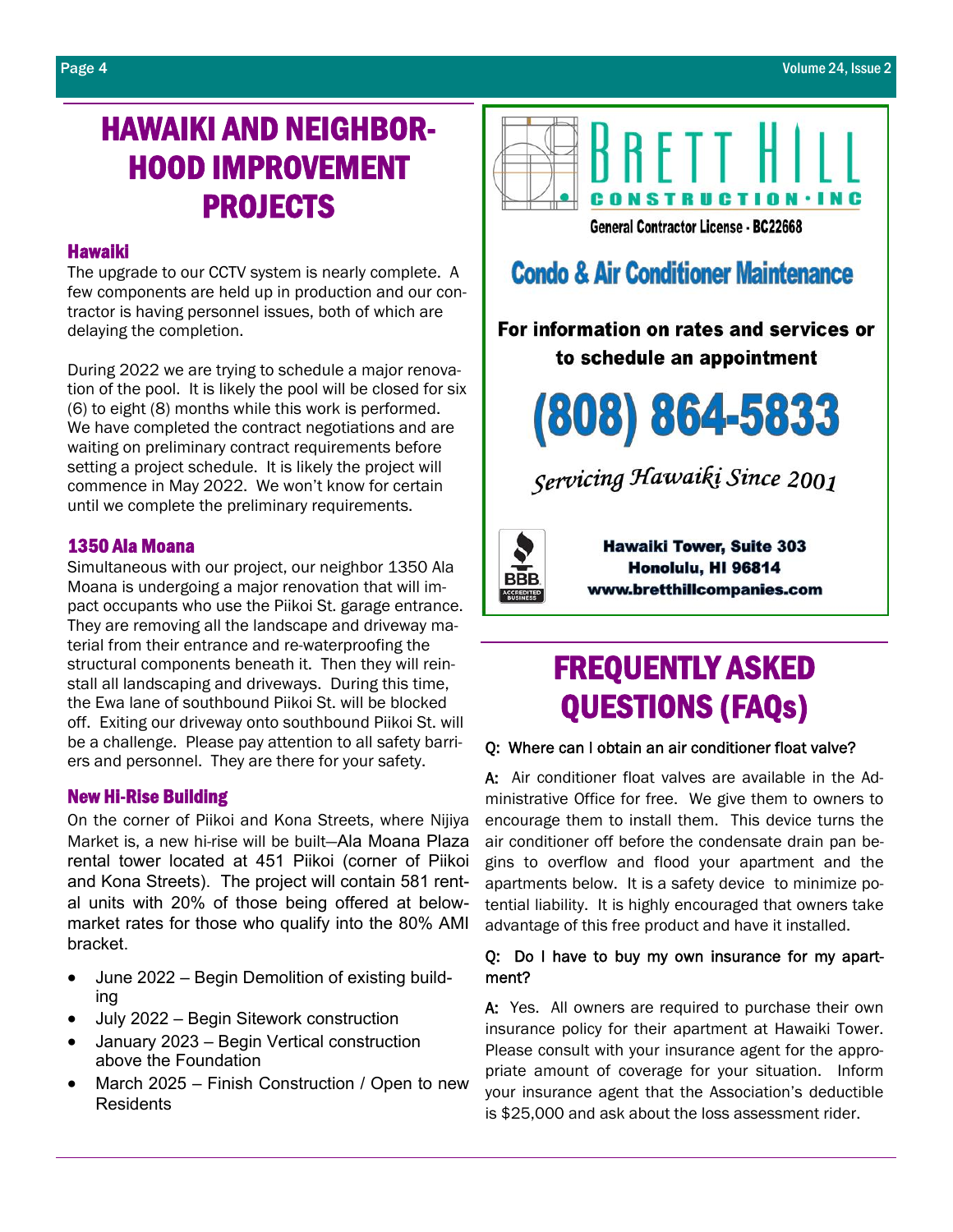# HAWAIKI AND NEIGHBORHOOD IMPROVEMENT PROJECTS

### Hawaiki

The upgrade to our CCTV system is nearly complete. A few components are held up in production and our contractor is having personnel issues, both of which are delaying the completion.

During 2022 we are trying to schedule a major renovation of the pool. It is likely the pool will be closed for six (6) to eight (8) months while this work is performed. We have completed the contract negotiations and are waiting on preliminary contract requirements before setting a project schedule. It is likely the project will commence in May 2022. We won't know for certain until we complete the preliminary requirements.

### 1350 Ala Moana

Simultaneous with our project, our neighbor 1350 Ala Moana is undergoing a major renovation that will impact occupants who use the Piikoi St. garage entrance. They are removing all the landscape and driveway material from their entrance and re-waterproofing the structural components beneath it. Then they will reinstall all landscaping and driveways. During this time, the Ewa lane of southbound Piikoi St. will be blocked off. Exiting our driveway onto southbound Piikoi St. will be a challenge. Please pay attention to all safety barriers and personnel. They are there for your safety.

### New Hi-Rise Building

On the corner of Piikoi and Kona Streets, where Nijiya Market is, a new hi-rise will be built—Ala Moana Plaza rental tower located at 451 Piikoi (corner of Piikoi and Kona Streets). The project will contain 581 rental units with 20% of those being offered at below-market rates for those who qualify into the 80% AMI bracket.

- June 2022 – Begin Demolition of existing building
- July 2022 – Begin Sitework construction
- January 2023 – Begin Vertical construction above the Foundation
- March 2025 – Finish Construction / Open to new Residents

---

**BRETT HILL CONSTRUCTION · INC**

General Contractor License - BC22668

**Condo & Air Conditioner Maintenance**

**For information on rates and services or to schedule an appointment**

**(808) 864-5833**

*Servicing Hawaiki Since 2001*

**Hawaiki Tower, Suite 303**
**Honolulu, HI 96814**
**www.bretthillcompanies.com**

---

# FREQUENTLY ASKED QUESTIONS (FAQs)

Q: Where can I obtain an air conditioner float valve?

A: Air conditioner float valves are available in the Administrative Office for free. We give them to owners to encourage them to install them. This device turns the air conditioner off before the condensate drain pan begins to overflow and flood your apartment and the apartments below. It is a safety device to minimize potential liability. It is highly encouraged that owners take advantage of this free product and have it installed.

Q: Do I have to buy my own insurance for my apartment?

A: Yes. All owners are required to purchase their own insurance policy for their apartment at Hawaiki Tower. Please consult with your insurance agent for the appropriate amount of coverage for your situation. Inform your insurance agent that the Association's deductible is $25,000 and ask about the loss assessment rider.